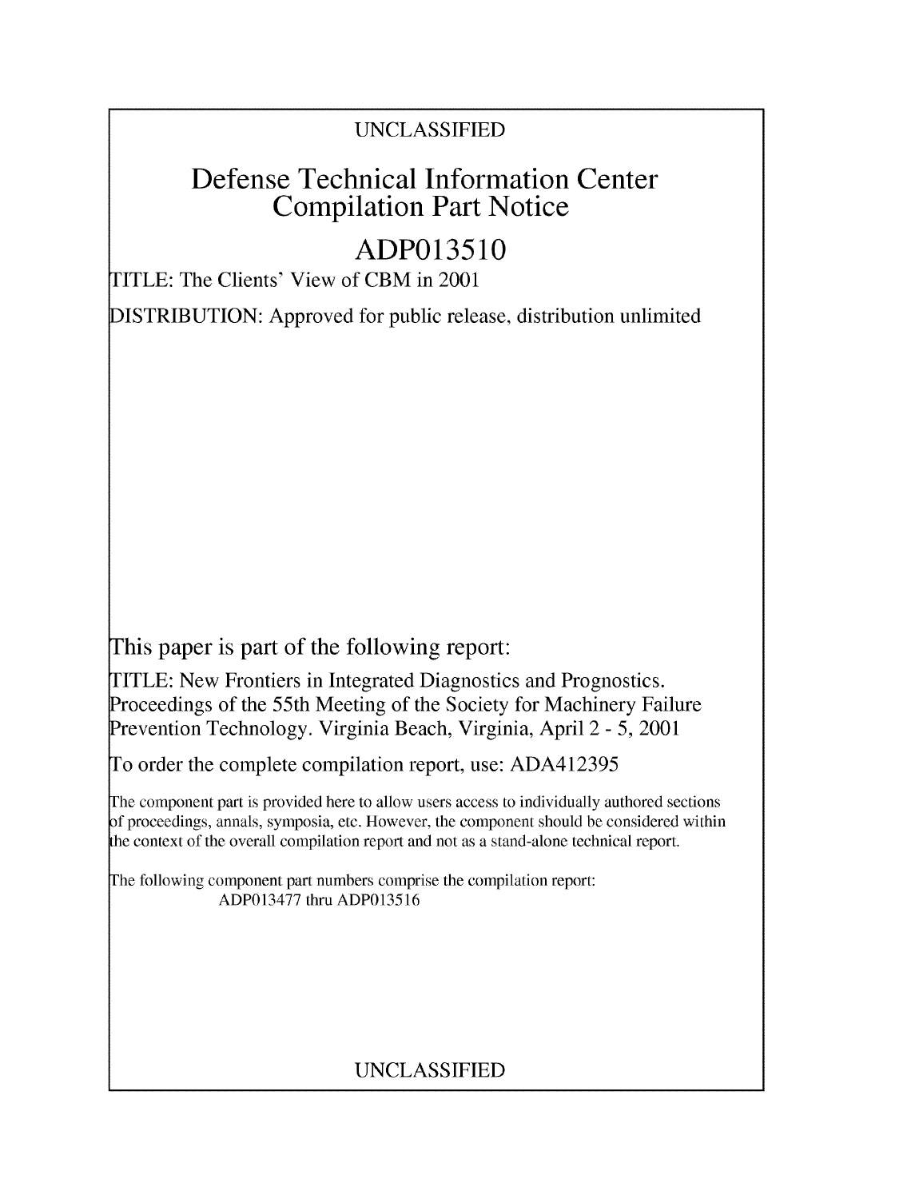UNCLASSIFIED

# Defense Technical Information Center Compilation Part Notice

# ADP013510

TITLE: The Clients' View of CBM in 2001

DISTRIBUTION: Approved for public release, distribution unlimited

This paper is part of the following report:

TITLE: New Frontiers in Integrated Diagnostics and Prognostics. Proceedings of the 55th Meeting of the Society for Machinery Failure Prevention Technology. Virginia Beach, Virginia, April 2 - 5, 2001

To order the complete compilation report, use: ADA412395

The component part is provided here to allow users access to individually authored sections of proceedings, annals, symposia, etc. However, the component should be considered within the context of the overall compilation report and not as a stand-alone technical report.

The following component part numbers comprise the compilation report:
ADP013477 thru ADP013516

UNCLASSIFIED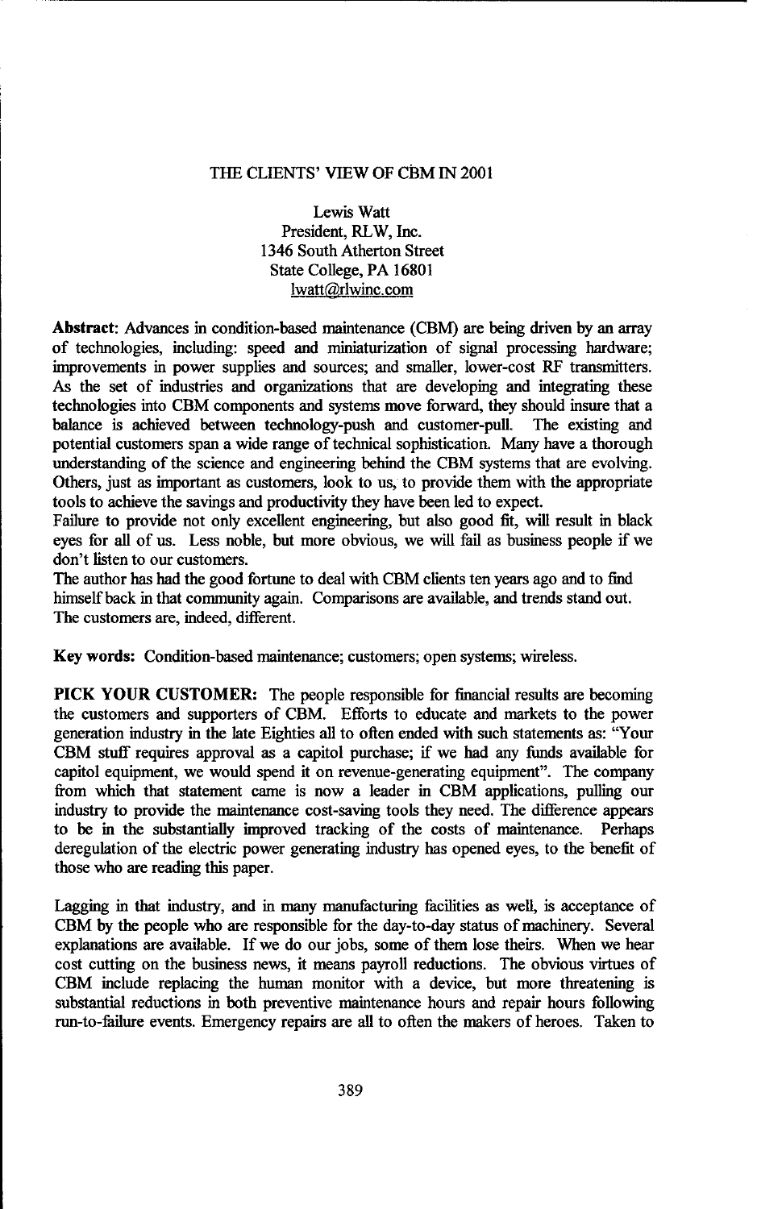# THE CLIENTS' VIEW OF CBM IN 2001

Lewis Watt
President, RLW, Inc.
1346 South Atherton Street
State College, PA 16801
lwatt@rlwinc.com

**Abstract:** Advances in condition-based maintenance (CBM) are being driven by an array of technologies, including: speed and miniaturization of signal processing hardware; improvements in power supplies and sources; and smaller, lower-cost RF transmitters. As the set of industries and organizations that are developing and integrating these technologies into CBM components and systems move forward, they should insure that a balance is achieved between technology-push and customer-pull. The existing and potential customers span a wide range of technical sophistication. Many have a thorough understanding of the science and engineering behind the CBM systems that are evolving. Others, just as important as customers, look to us, to provide them with the appropriate tools to achieve the savings and productivity they have been led to expect.

Failure to provide not only excellent engineering, but also good fit, will result in black eyes for all of us. Less noble, but more obvious, we will fail as business people if we don't listen to our customers.

The author has had the good fortune to deal with CBM clients ten years ago and to find himself back in that community again. Comparisons are available, and trends stand out. The customers are, indeed, different.

**Key words:** Condition-based maintenance; customers; open systems; wireless.

**PICK YOUR CUSTOMER:** The people responsible for financial results are becoming the customers and supporters of CBM. Efforts to educate and markets to the power generation industry in the late Eighties all to often ended with such statements as: "Your CBM stuff requires approval as a capitol purchase; if we had any funds available for capitol equipment, we would spend it on revenue-generating equipment". The company from which that statement came is now a leader in CBM applications, pulling our industry to provide the maintenance cost-saving tools they need. The difference appears to be in the substantially improved tracking of the costs of maintenance. Perhaps deregulation of the electric power generating industry has opened eyes, to the benefit of those who are reading this paper.

Lagging in that industry, and in many manufacturing facilities as well, is acceptance of CBM by the people who are responsible for the day-to-day status of machinery. Several explanations are available. If we do our jobs, some of them lose theirs. When we hear cost cutting on the business news, it means payroll reductions. The obvious virtues of CBM include replacing the human monitor with a device, but more threatening is substantial reductions in both preventive maintenance hours and repair hours following run-to-failure events. Emergency repairs are all to often the makers of heroes. Taken to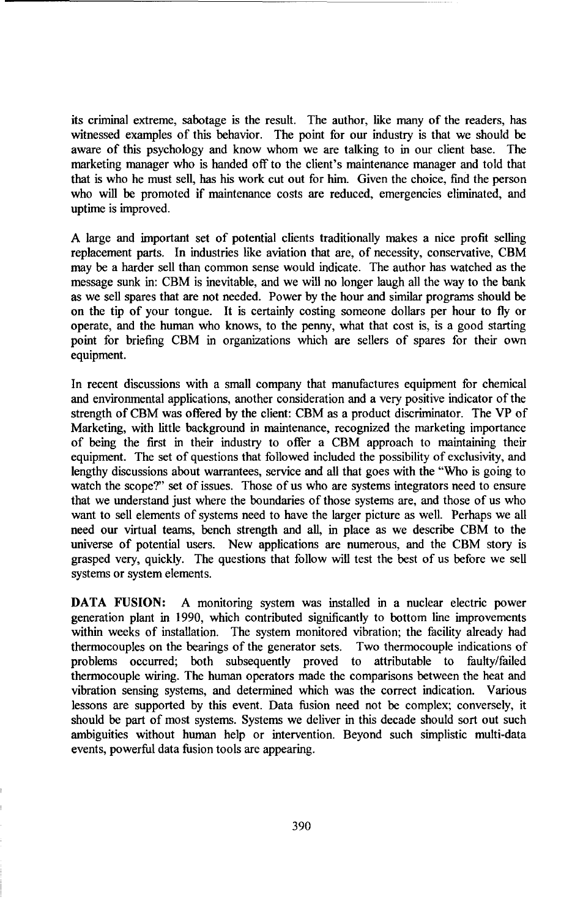its criminal extreme, sabotage is the result. The author, like many of the readers, has witnessed examples of this behavior. The point for our industry is that we should be aware of this psychology and know whom we are talking to in our client base. The marketing manager who is handed off to the client's maintenance manager and told that that is who he must sell, has his work cut out for him. Given the choice, find the person who will be promoted if maintenance costs are reduced, emergencies eliminated, and uptime is improved.

A large and important set of potential clients traditionally makes a nice profit selling replacement parts. In industries like aviation that are, of necessity, conservative, CBM may be a harder sell than common sense would indicate. The author has watched as the message sunk in: CBM is inevitable, and we will no longer laugh all the way to the bank as we sell spares that are not needed. Power by the hour and similar programs should be on the tip of your tongue. It is certainly costing someone dollars per hour to fly or operate, and the human who knows, to the penny, what that cost is, is a good starting point for briefing CBM in organizations which are sellers of spares for their own equipment.

In recent discussions with a small company that manufactures equipment for chemical and environmental applications, another consideration and a very positive indicator of the strength of CBM was offered by the client: CBM as a product discriminator. The VP of Marketing, with little background in maintenance, recognized the marketing importance of being the first in their industry to offer a CBM approach to maintaining their equipment. The set of questions that followed included the possibility of exclusivity, and lengthy discussions about warrantees, service and all that goes with the "Who is going to watch the scope?" set of issues. Those of us who are systems integrators need to ensure that we understand just where the boundaries of those systems are, and those of us who want to sell elements of systems need to have the larger picture as well. Perhaps we all need our virtual teams, bench strength and all, in place as we describe CBM to the universe of potential users. New applications are numerous, and the CBM story is grasped very, quickly. The questions that follow will test the best of us before we sell systems or system elements.

**DATA FUSION:** A monitoring system was installed in a nuclear electric power generation plant in 1990, which contributed significantly to bottom line improvements within weeks of installation. The system monitored vibration; the facility already had thermocouples on the bearings of the generator sets. Two thermocouple indications of problems occurred; both subsequently proved to attributable to faulty/failed thermocouple wiring. The human operators made the comparisons between the heat and vibration sensing systems, and determined which was the correct indication. Various lessons are supported by this event. Data fusion need not be complex; conversely, it should be part of most systems. Systems we deliver in this decade should sort out such ambiguities without human help or intervention. Beyond such simplistic multi-data events, powerful data fusion tools are appearing.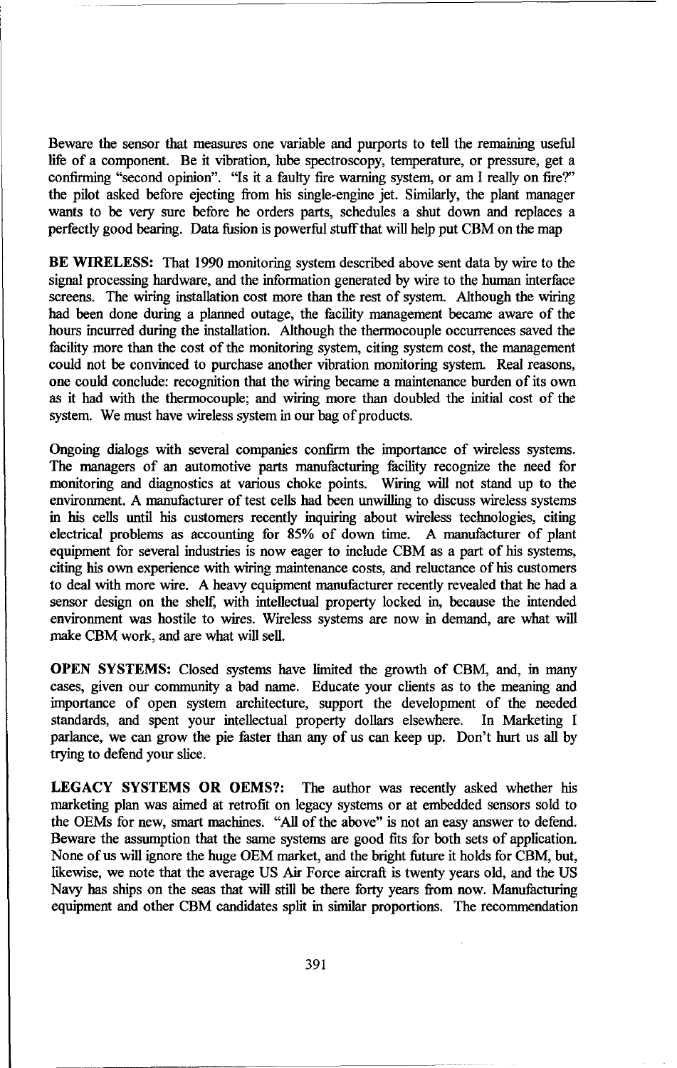Beware the sensor that measures one variable and purports to tell the remaining useful life of a component. Be it vibration, lube spectroscopy, temperature, or pressure, get a confirming "second opinion". "Is it a faulty fire warning system, or am I really on fire?" the pilot asked before ejecting from his single-engine jet. Similarly, the plant manager wants to be very sure before he orders parts, schedules a shut down and replaces a perfectly good bearing. Data fusion is powerful stuff that will help put CBM on the map

**BE WIRELESS:** That 1990 monitoring system described above sent data by wire to the signal processing hardware, and the information generated by wire to the human interface screens. The wiring installation cost more than the rest of system. Although the wiring had been done during a planned outage, the facility management became aware of the hours incurred during the installation. Although the thermocouple occurrences saved the facility more than the cost of the monitoring system, citing system cost, the management could not be convinced to purchase another vibration monitoring system. Real reasons, one could conclude: recognition that the wiring became a maintenance burden of its own as it had with the thermocouple; and wiring more than doubled the initial cost of the system. We must have wireless system in our bag of products.

Ongoing dialogs with several companies confirm the importance of wireless systems. The managers of an automotive parts manufacturing facility recognize the need for monitoring and diagnostics at various choke points. Wiring will not stand up to the environment. A manufacturer of test cells had been unwilling to discuss wireless systems in his cells until his customers recently inquiring about wireless technologies, citing electrical problems as accounting for 85% of down time. A manufacturer of plant equipment for several industries is now eager to include CBM as a part of his systems, citing his own experience with wiring maintenance costs, and reluctance of his customers to deal with more wire. A heavy equipment manufacturer recently revealed that he had a sensor design on the shelf, with intellectual property locked in, because the intended environment was hostile to wires. Wireless systems are now in demand, are what will make CBM work, and are what will sell.

**OPEN SYSTEMS:** Closed systems have limited the growth of CBM, and, in many cases, given our community a bad name. Educate your clients as to the meaning and importance of open system architecture, support the development of the needed standards, and spent your intellectual property dollars elsewhere. In Marketing I parlance, we can grow the pie faster than any of us can keep up. Don't hurt us all by trying to defend your slice.

**LEGACY SYSTEMS OR OEMS?:** The author was recently asked whether his marketing plan was aimed at retrofit on legacy systems or at embedded sensors sold to the OEMs for new, smart machines. "All of the above" is not an easy answer to defend. Beware the assumption that the same systems are good fits for both sets of application. None of us will ignore the huge OEM market, and the bright future it holds for CBM, but, likewise, we note that the average US Air Force aircraft is twenty years old, and the US Navy has ships on the seas that will still be there forty years from now. Manufacturing equipment and other CBM candidates split in similar proportions. The recommendation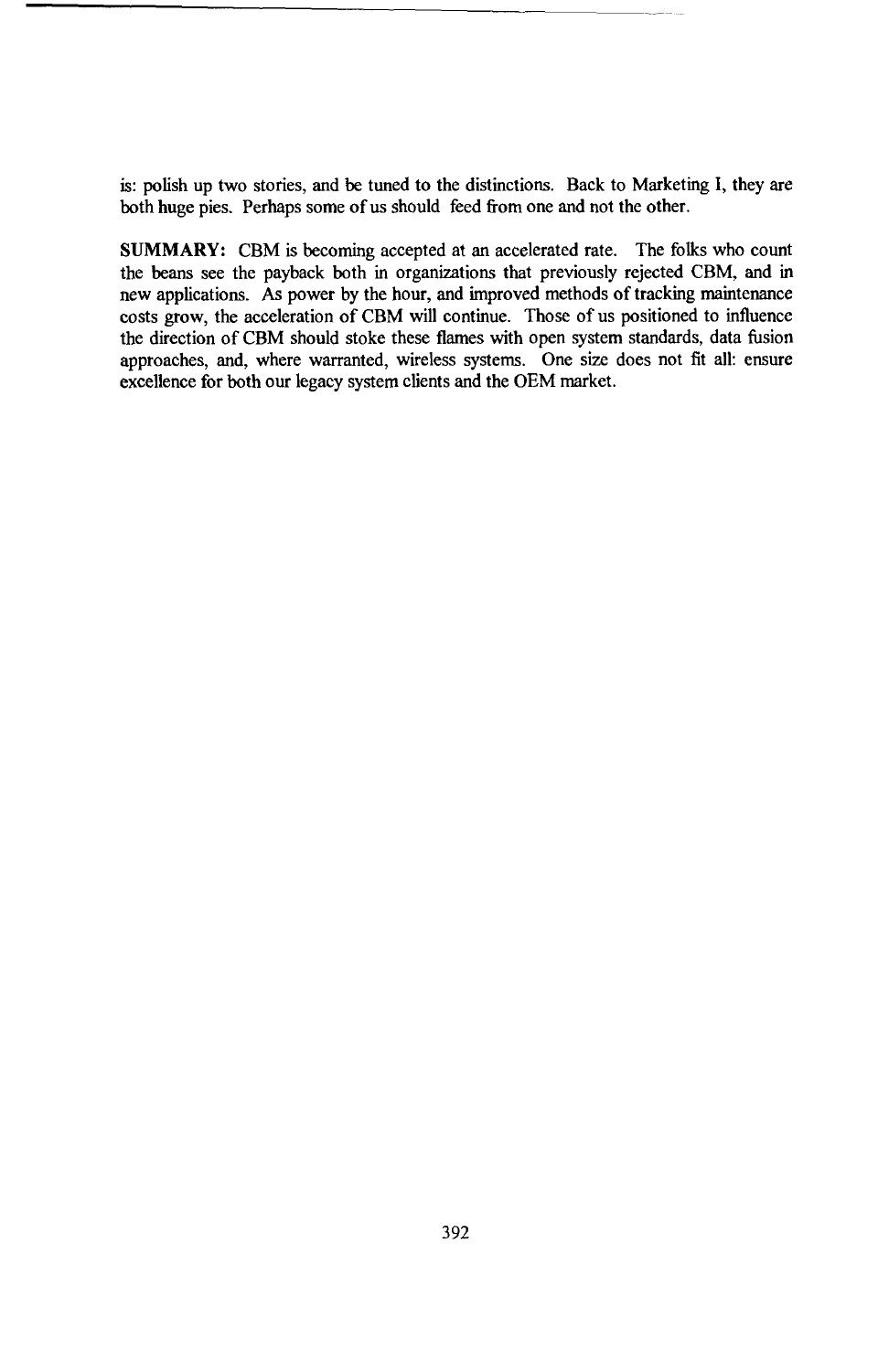is: polish up two stories, and be tuned to the distinctions. Back to Marketing I, they are both huge pies. Perhaps some of us should feed from one and not the other.

**SUMMARY:** CBM is becoming accepted at an accelerated rate. The folks who count the beans see the payback both in organizations that previously rejected CBM, and in new applications. As power by the hour, and improved methods of tracking maintenance costs grow, the acceleration of CBM will continue. Those of us positioned to influence the direction of CBM should stoke these flames with open system standards, data fusion approaches, and, where warranted, wireless systems. One size does not fit all: ensure excellence for both our legacy system clients and the OEM market.